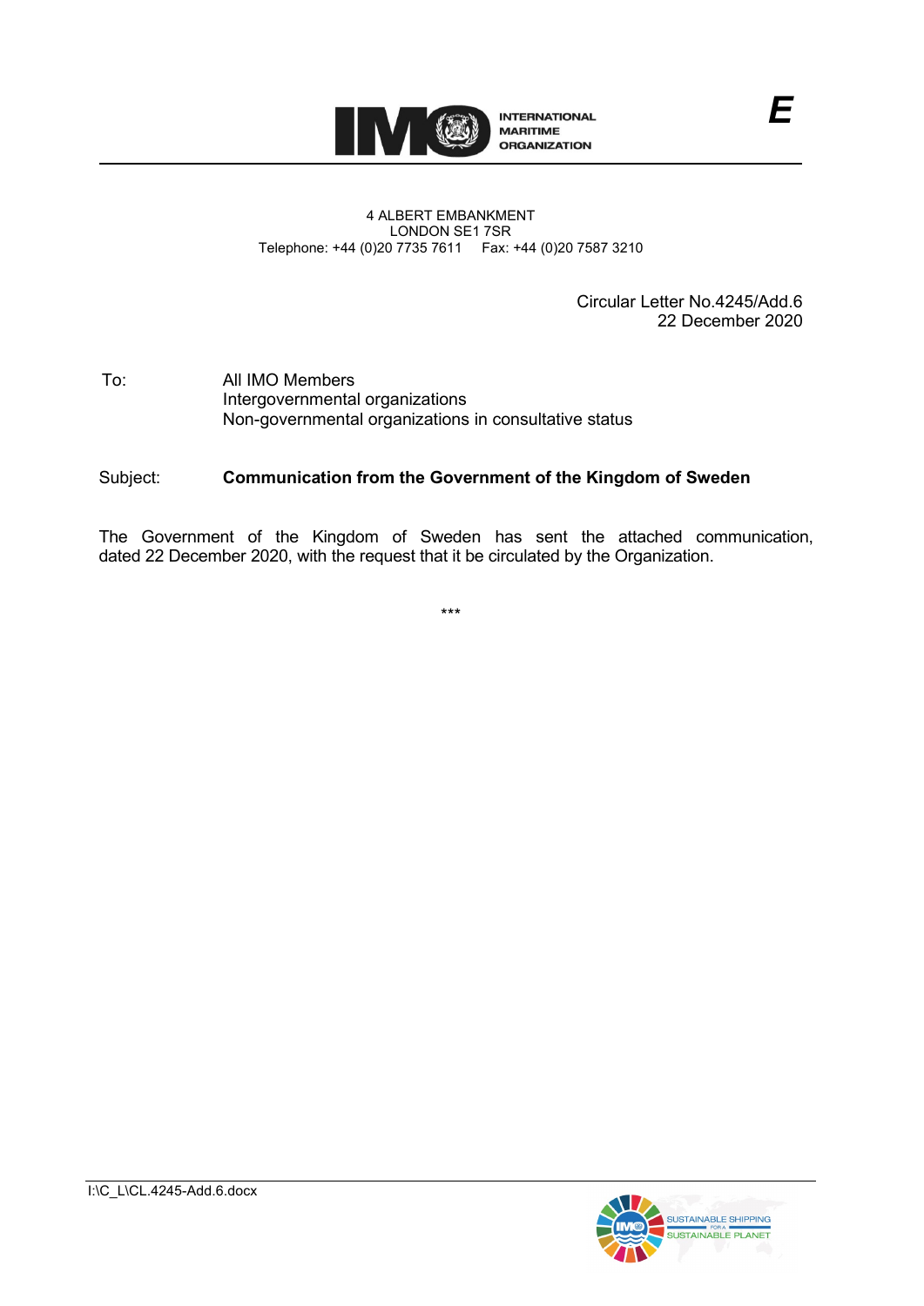INTERNATIONAL MARITIME ORGANIZATION

*E*

4 ALBERT EMBANKMENT
LONDON SE1 7SR
Telephone: +44 (0)20 7735 7611 Fax: +44 (0)20 7587 3210

Circular Letter No.4245/Add.6
22 December 2020

To: All IMO Members
Intergovernmental organizations
Non-governmental organizations in consultative status

Subject: **Communication from the Government of the Kingdom of Sweden**

The Government of the Kingdom of Sweden has sent the attached communication, dated 22 December 2020, with the request that it be circulated by the Organization.

***

I:\C_L\CL.4245-Add.6.docx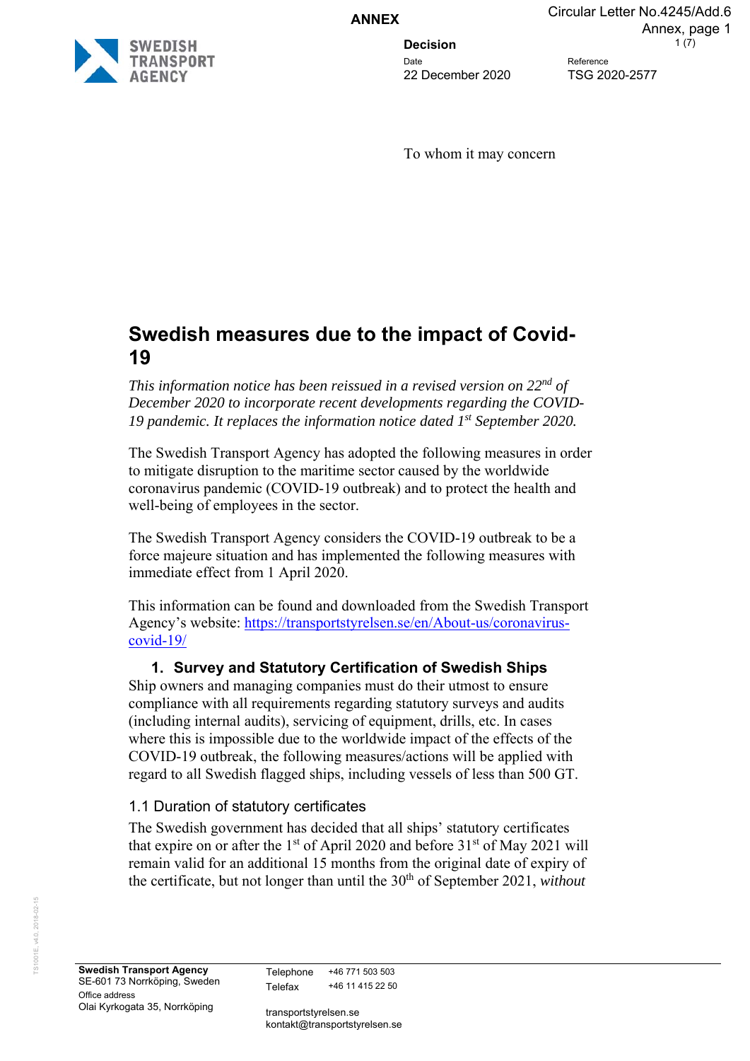**ANNEX**

**Decision**

Date
22 December 2020

Reference
TSG 2020-2577

To whom it may concern

# Swedish measures due to the impact of Covid-19

*This information notice has been reissued in a revised version on 22nd of December 2020 to incorporate recent developments regarding the COVID-19 pandemic. It replaces the information notice dated 1st September 2020.*

The Swedish Transport Agency has adopted the following measures in order to mitigate disruption to the maritime sector caused by the worldwide coronavirus pandemic (COVID-19 outbreak) and to protect the health and well-being of employees in the sector.

The Swedish Transport Agency considers the COVID-19 outbreak to be a force majeure situation and has implemented the following measures with immediate effect from 1 April 2020.

This information can be found and downloaded from the Swedish Transport Agency's website: https://transportstyrelsen.se/en/About-us/coronavirus-covid-19/

## 1. Survey and Statutory Certification of Swedish Ships

Ship owners and managing companies must do their utmost to ensure compliance with all requirements regarding statutory surveys and audits (including internal audits), servicing of equipment, drills, etc. In cases where this is impossible due to the worldwide impact of the effects of the COVID-19 outbreak, the following measures/actions will be applied with regard to all Swedish flagged ships, including vessels of less than 500 GT.

### 1.1 Duration of statutory certificates

The Swedish government has decided that all ships' statutory certificates that expire on or after the 1st of April 2020 and before 31st of May 2021 will remain valid for an additional 15 months from the original date of expiry of the certificate, but not longer than until the 30th of September 2021, *without*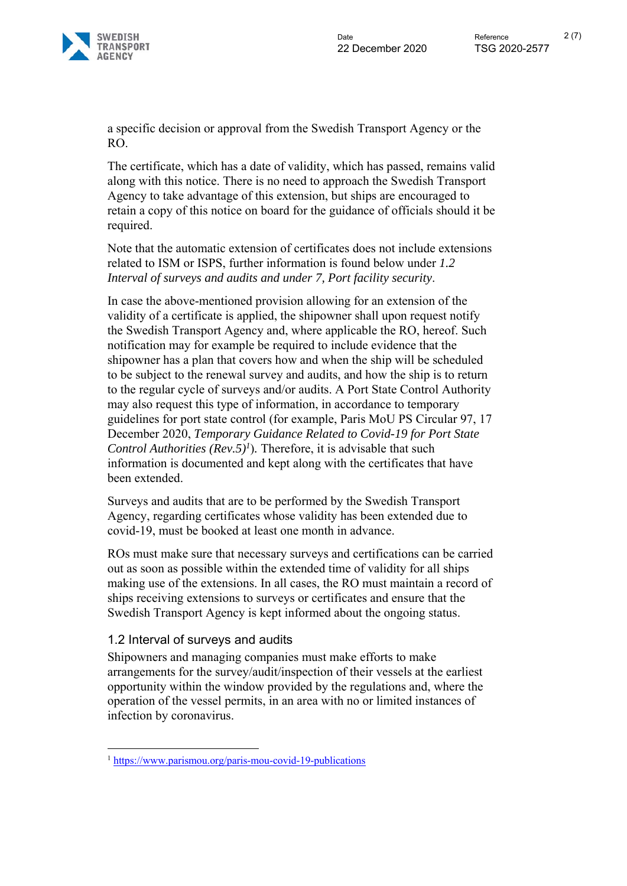a specific decision or approval from the Swedish Transport Agency or the RO.

The certificate, which has a date of validity, which has passed, remains valid along with this notice. There is no need to approach the Swedish Transport Agency to take advantage of this extension, but ships are encouraged to retain a copy of this notice on board for the guidance of officials should it be required.

Note that the automatic extension of certificates does not include extensions related to ISM or ISPS, further information is found below under *1.2 Interval of surveys and audits and under 7, Port facility security*.

In case the above-mentioned provision allowing for an extension of the validity of a certificate is applied, the shipowner shall upon request notify the Swedish Transport Agency and, where applicable the RO, hereof. Such notification may for example be required to include evidence that the shipowner has a plan that covers how and when the ship will be scheduled to be subject to the renewal survey and audits, and how the ship is to return to the regular cycle of surveys and/or audits. A Port State Control Authority may also request this type of information, in accordance to temporary guidelines for port state control (for example, Paris MoU PS Circular 97, 17 December 2020, *Temporary Guidance Related to Covid-19 for Port State Control Authorities (Rev.5)*[1]). Therefore, it is advisable that such information is documented and kept along with the certificates that have been extended.

Surveys and audits that are to be performed by the Swedish Transport Agency, regarding certificates whose validity has been extended due to covid-19, must be booked at least one month in advance.

ROs must make sure that necessary surveys and certifications can be carried out as soon as possible within the extended time of validity for all ships making use of the extensions. In all cases, the RO must maintain a record of ships receiving extensions to surveys or certificates and ensure that the Swedish Transport Agency is kept informed about the ongoing status.

### 1.2 Interval of surveys and audits

Shipowners and managing companies must make efforts to make arrangements for the survey/audit/inspection of their vessels at the earliest opportunity within the window provided by the regulations and, where the operation of the vessel permits, in an area with no or limited instances of infection by coronavirus.

[1] https://www.parismou.org/paris-mou-covid-19-publications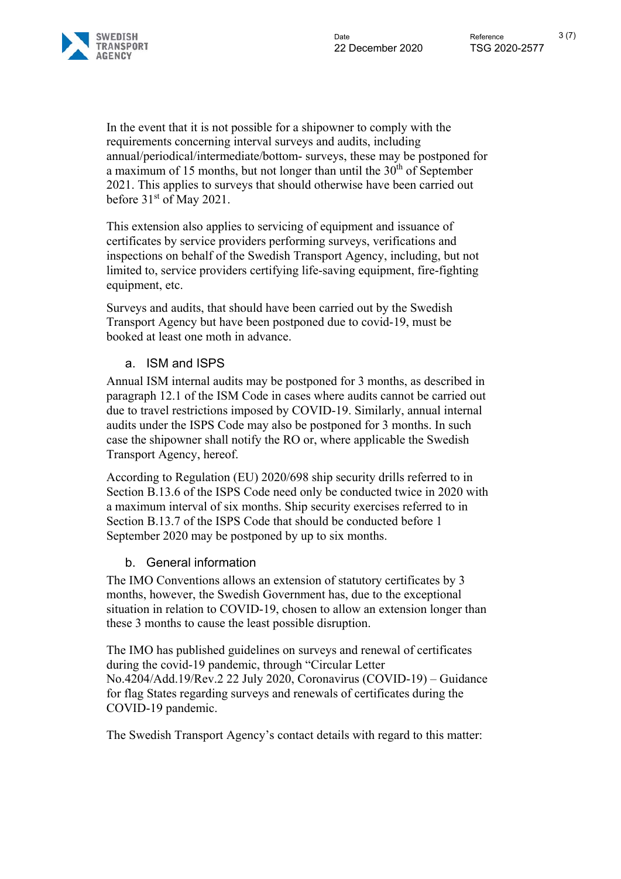In the event that it is not possible for a shipowner to comply with the requirements concerning interval surveys and audits, including annual/periodical/intermediate/bottom- surveys, these may be postponed for a maximum of 15 months, but not longer than until the 30th of September 2021. This applies to surveys that should otherwise have been carried out before 31st of May 2021.

This extension also applies to servicing of equipment and issuance of certificates by service providers performing surveys, verifications and inspections on behalf of the Swedish Transport Agency, including, but not limited to, service providers certifying life-saving equipment, fire-fighting equipment, etc.

Surveys and audits, that should have been carried out by the Swedish Transport Agency but have been postponed due to covid-19, must be booked at least one moth in advance.

### a. ISM and ISPS

Annual ISM internal audits may be postponed for 3 months, as described in paragraph 12.1 of the ISM Code in cases where audits cannot be carried out due to travel restrictions imposed by COVID-19. Similarly, annual internal audits under the ISPS Code may also be postponed for 3 months. In such case the shipowner shall notify the RO or, where applicable the Swedish Transport Agency, hereof.

According to Regulation (EU) 2020/698 ship security drills referred to in Section B.13.6 of the ISPS Code need only be conducted twice in 2020 with a maximum interval of six months. Ship security exercises referred to in Section B.13.7 of the ISPS Code that should be conducted before 1 September 2020 may be postponed by up to six months.

### b. General information

The IMO Conventions allows an extension of statutory certificates by 3 months, however, the Swedish Government has, due to the exceptional situation in relation to COVID-19, chosen to allow an extension longer than these 3 months to cause the least possible disruption.

The IMO has published guidelines on surveys and renewal of certificates during the covid-19 pandemic, through "Circular Letter No.4204/Add.19/Rev.2 22 July 2020, Coronavirus (COVID-19) – Guidance for flag States regarding surveys and renewals of certificates during the COVID-19 pandemic.

The Swedish Transport Agency's contact details with regard to this matter: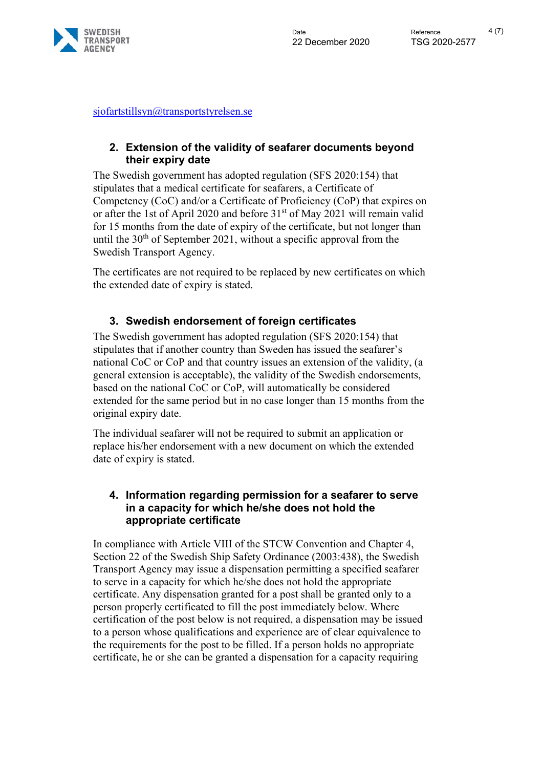sjofartstillsyn@transportstyrelsen.se

## 2. Extension of the validity of seafarer documents beyond their expiry date

The Swedish government has adopted regulation (SFS 2020:154) that stipulates that a medical certificate for seafarers, a Certificate of Competency (CoC) and/or a Certificate of Proficiency (CoP) that expires on or after the 1st of April 2020 and before 31st of May 2021 will remain valid for 15 months from the date of expiry of the certificate, but not longer than until the 30th of September 2021, without a specific approval from the Swedish Transport Agency.

The certificates are not required to be replaced by new certificates on which the extended date of expiry is stated.

## 3. Swedish endorsement of foreign certificates

The Swedish government has adopted regulation (SFS 2020:154) that stipulates that if another country than Sweden has issued the seafarer's national CoC or CoP and that country issues an extension of the validity, (a general extension is acceptable), the validity of the Swedish endorsements, based on the national CoC or CoP, will automatically be considered extended for the same period but in no case longer than 15 months from the original expiry date.

The individual seafarer will not be required to submit an application or replace his/her endorsement with a new document on which the extended date of expiry is stated.

## 4. Information regarding permission for a seafarer to serve in a capacity for which he/she does not hold the appropriate certificate

In compliance with Article VIII of the STCW Convention and Chapter 4, Section 22 of the Swedish Ship Safety Ordinance (2003:438), the Swedish Transport Agency may issue a dispensation permitting a specified seafarer to serve in a capacity for which he/she does not hold the appropriate certificate. Any dispensation granted for a post shall be granted only to a person properly certificated to fill the post immediately below. Where certification of the post below is not required, a dispensation may be issued to a person whose qualifications and experience are of clear equivalence to the requirements for the post to be filled. If a person holds no appropriate certificate, he or she can be granted a dispensation for a capacity requiring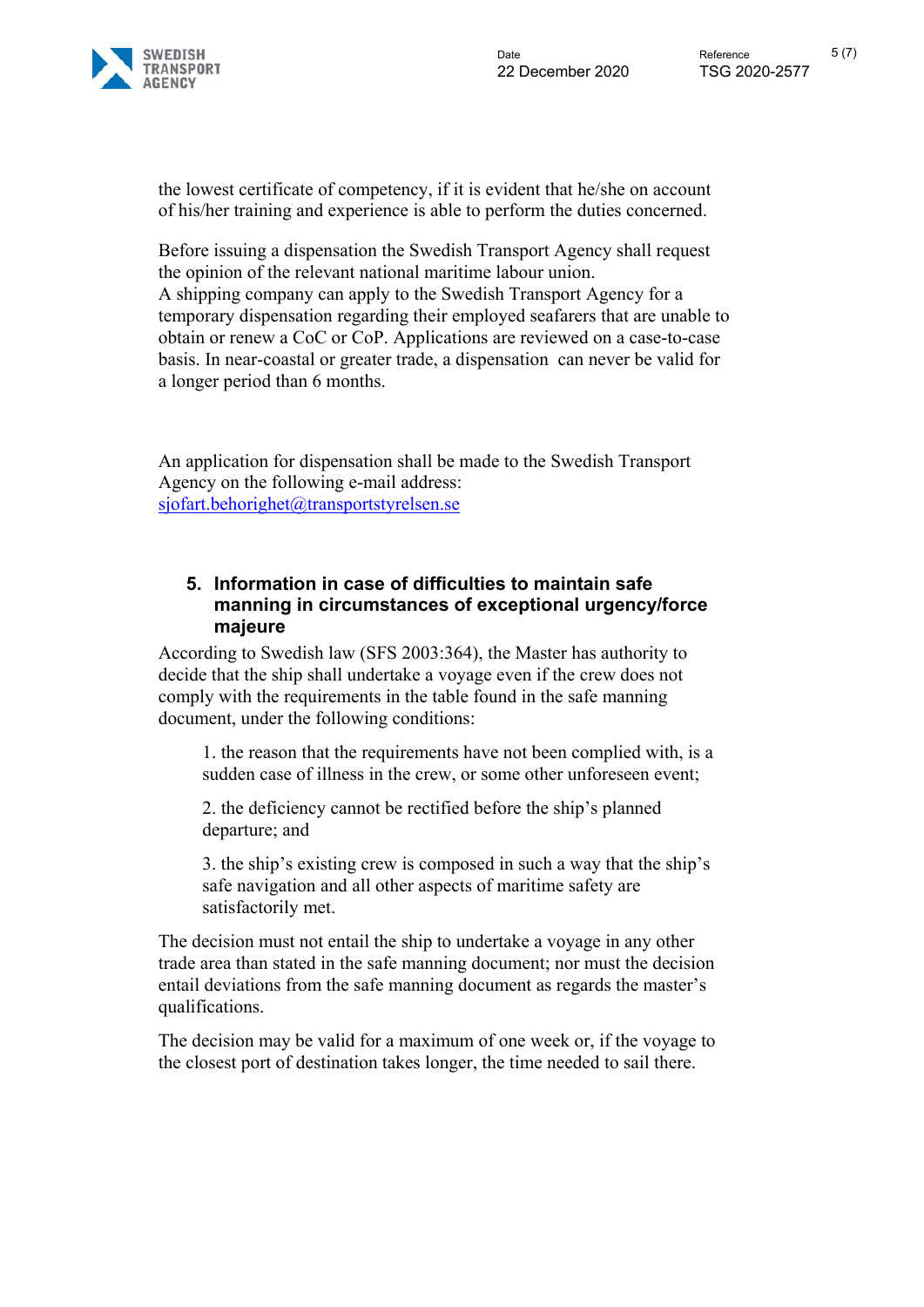the lowest certificate of competency, if it is evident that he/she on account of his/her training and experience is able to perform the duties concerned.

Before issuing a dispensation the Swedish Transport Agency shall request the opinion of the relevant national maritime labour union.
A shipping company can apply to the Swedish Transport Agency for a temporary dispensation regarding their employed seafarers that are unable to obtain or renew a CoC or CoP. Applications are reviewed on a case-to-case basis. In near-coastal or greater trade, a dispensation can never be valid for a longer period than 6 months.

An application for dispensation shall be made to the Swedish Transport Agency on the following e-mail address:
sjofart.behorighet@transportstyrelsen.se

## 5. Information in case of difficulties to maintain safe manning in circumstances of exceptional urgency/force majeure

According to Swedish law (SFS 2003:364), the Master has authority to decide that the ship shall undertake a voyage even if the crew does not comply with the requirements in the table found in the safe manning document, under the following conditions:

1. the reason that the requirements have not been complied with, is a sudden case of illness in the crew, or some other unforeseen event;

2. the deficiency cannot be rectified before the ship's planned departure; and

3. the ship's existing crew is composed in such a way that the ship's safe navigation and all other aspects of maritime safety are satisfactorily met.

The decision must not entail the ship to undertake a voyage in any other trade area than stated in the safe manning document; nor must the decision entail deviations from the safe manning document as regards the master's qualifications.

The decision may be valid for a maximum of one week or, if the voyage to the closest port of destination takes longer, the time needed to sail there.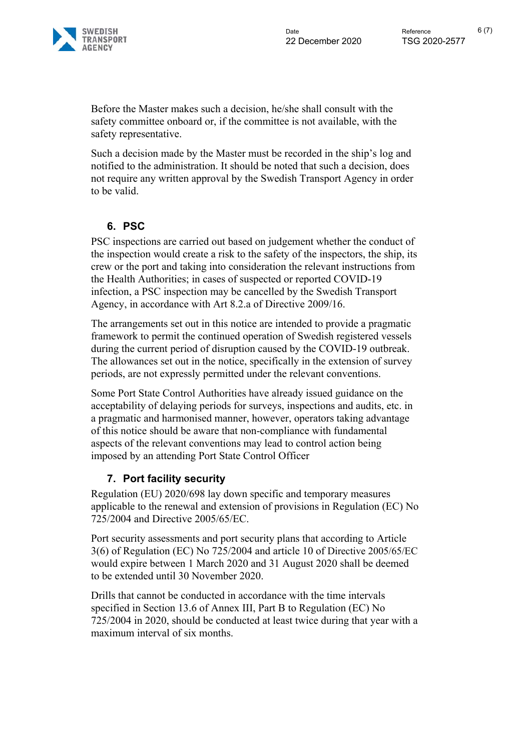Before the Master makes such a decision, he/she shall consult with the safety committee onboard or, if the committee is not available, with the safety representative.

Such a decision made by the Master must be recorded in the ship's log and notified to the administration. It should be noted that such a decision, does not require any written approval by the Swedish Transport Agency in order to be valid.

## 6. PSC

PSC inspections are carried out based on judgement whether the conduct of the inspection would create a risk to the safety of the inspectors, the ship, its crew or the port and taking into consideration the relevant instructions from the Health Authorities; in cases of suspected or reported COVID-19 infection, a PSC inspection may be cancelled by the Swedish Transport Agency, in accordance with Art 8.2.a of Directive 2009/16.

The arrangements set out in this notice are intended to provide a pragmatic framework to permit the continued operation of Swedish registered vessels during the current period of disruption caused by the COVID-19 outbreak. The allowances set out in the notice, specifically in the extension of survey periods, are not expressly permitted under the relevant conventions.

Some Port State Control Authorities have already issued guidance on the acceptability of delaying periods for surveys, inspections and audits, etc. in a pragmatic and harmonised manner, however, operators taking advantage of this notice should be aware that non-compliance with fundamental aspects of the relevant conventions may lead to control action being imposed by an attending Port State Control Officer

## 7. Port facility security

Regulation (EU) 2020/698 lay down specific and temporary measures applicable to the renewal and extension of provisions in Regulation (EC) No 725/2004 and Directive 2005/65/EC.

Port security assessments and port security plans that according to Article 3(6) of Regulation (EC) No 725/2004 and article 10 of Directive 2005/65/EC would expire between 1 March 2020 and 31 August 2020 shall be deemed to be extended until 30 November 2020.

Drills that cannot be conducted in accordance with the time intervals specified in Section 13.6 of Annex III, Part B to Regulation (EC) No 725/2004 in 2020, should be conducted at least twice during that year with a maximum interval of six months.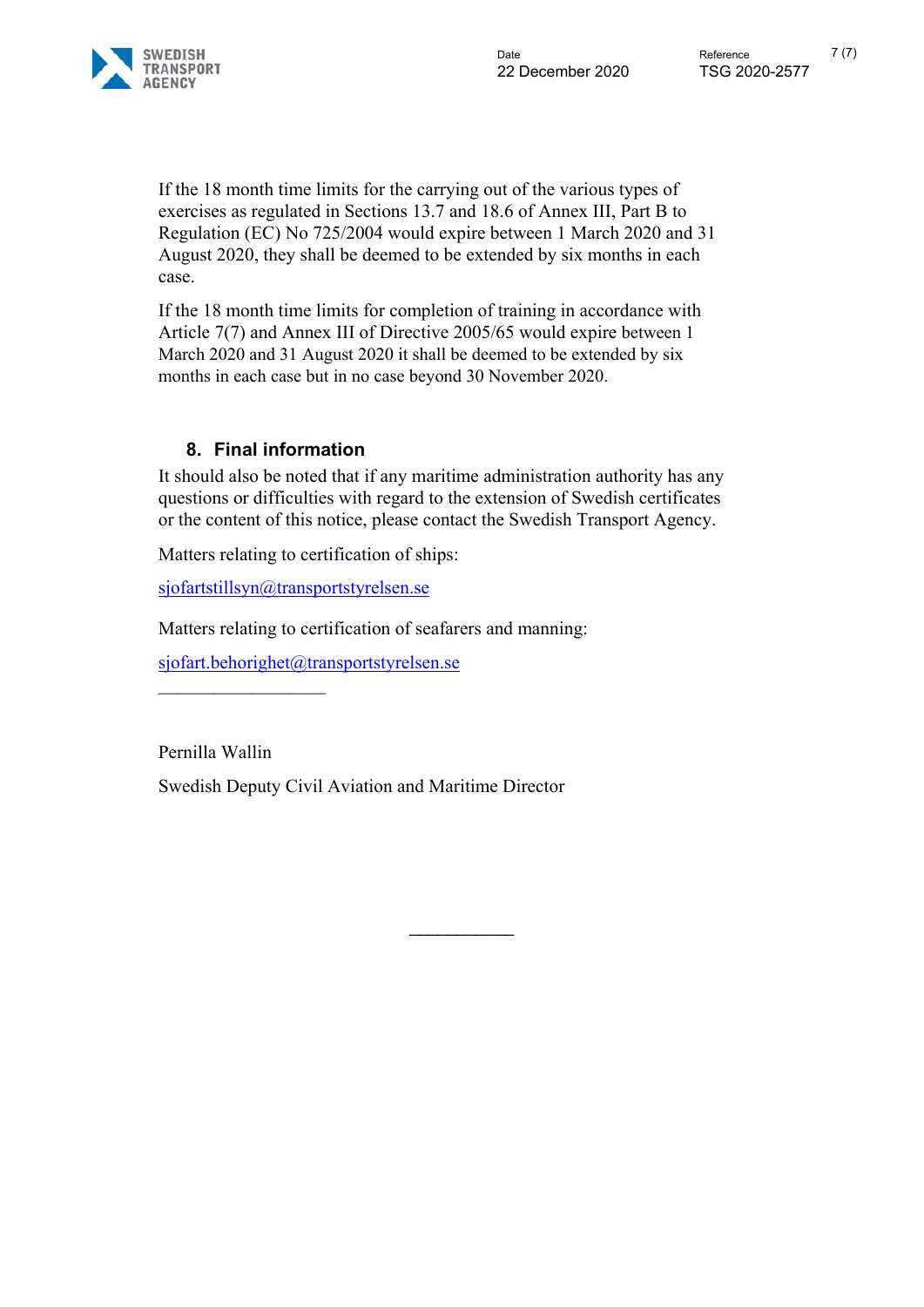If the 18 month time limits for the carrying out of the various types of exercises as regulated in Sections 13.7 and 18.6 of Annex III, Part B to Regulation (EC) No 725/2004 would expire between 1 March 2020 and 31 August 2020, they shall be deemed to be extended by six months in each case.

If the 18 month time limits for completion of training in accordance with Article 7(7) and Annex III of Directive 2005/65 would expire between 1 March 2020 and 31 August 2020 it shall be deemed to be extended by six months in each case but in no case beyond 30 November 2020.

## 8. Final information

It should also be noted that if any maritime administration authority has any questions or difficulties with regard to the extension of Swedish certificates or the content of this notice, please contact the Swedish Transport Agency.

Matters relating to certification of ships:

sjofartstillsyn@transportstyrelsen.se

Matters relating to certification of seafarers and manning:

sjofart.behorighet@transportstyrelsen.se

___________________

Pernilla Wallin

Swedish Deputy Civil Aviation and Maritime Director

___________